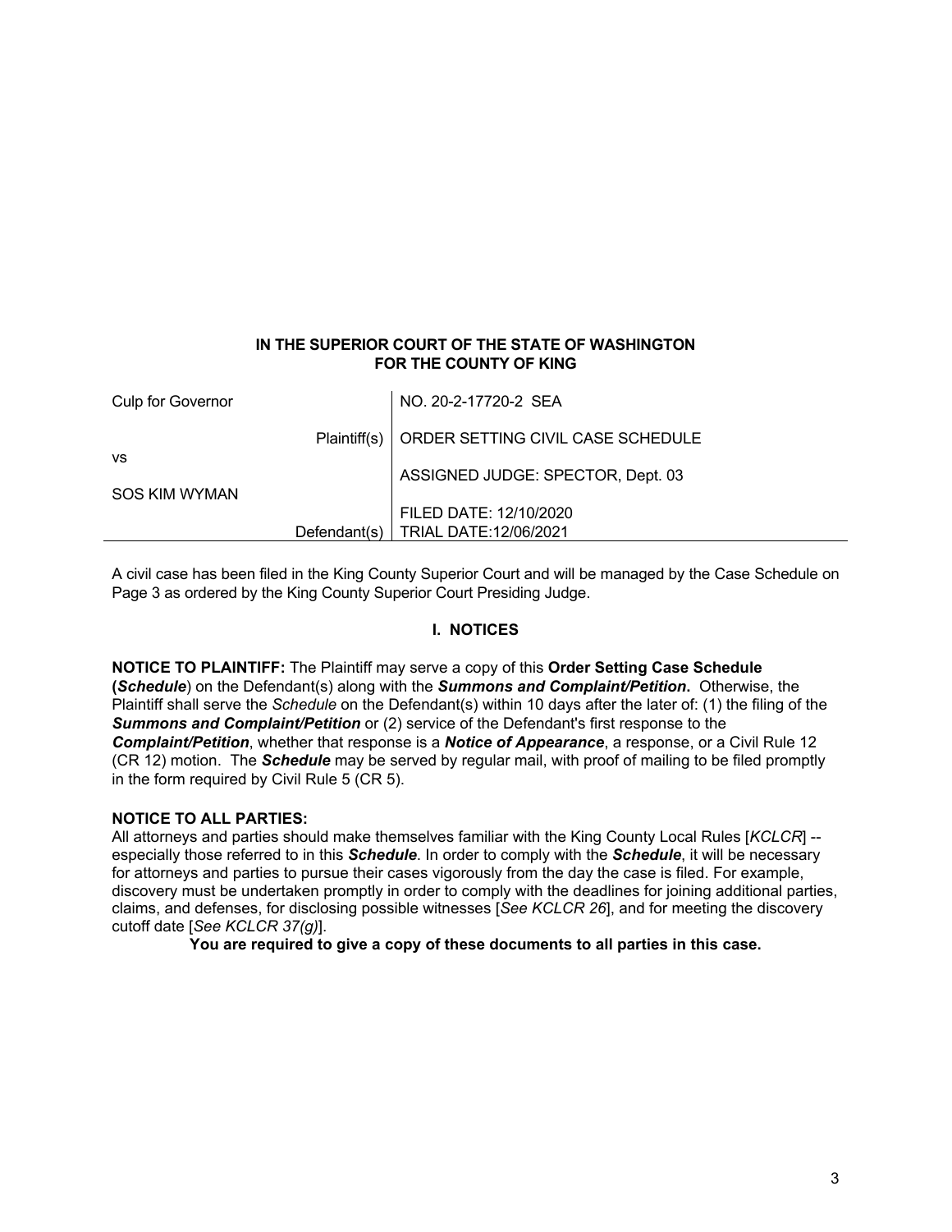**IN THE SUPERIOR COURT OF THE STATE OF WASHINGTON**
**FOR THE COUNTY OF KING**

| | |
|---|---|
| Culp for Governor | NO. 20-2-17720-2 SEA |
| Plaintiff(s) | ORDER SETTING CIVIL CASE SCHEDULE |
| vs | ASSIGNED JUDGE: SPECTOR, Dept. 03 |
| SOS KIM WYMAN | FILED DATE: 12/10/2020 |
| Defendant(s) | TRIAL DATE:12/06/2021 |

A civil case has been filed in the King County Superior Court and will be managed by the Case Schedule on Page 3 as ordered by the King County Superior Court Presiding Judge.

## I. NOTICES

**NOTICE TO PLAINTIFF:** The Plaintiff may serve a copy of this **Order Setting Case Schedule (*Schedule*)** on the Defendant(s) along with the ***Summons and Complaint/Petition*.** Otherwise, the Plaintiff shall serve the *Schedule* on the Defendant(s) within 10 days after the later of: (1) the filing of the ***Summons and Complaint/Petition*** or (2) service of the Defendant's first response to the ***Complaint/Petition***, whether that response is a ***Notice of Appearance***, a response, or a Civil Rule 12 (CR 12) motion. The ***Schedule*** may be served by regular mail, with proof of mailing to be filed promptly in the form required by Civil Rule 5 (CR 5).

**NOTICE TO ALL PARTIES:**
All attorneys and parties should make themselves familiar with the King County Local Rules [*KCLCR*] -- especially those referred to in this ***Schedule***. In order to comply with the ***Schedule***, it will be necessary for attorneys and parties to pursue their cases vigorously from the day the case is filed. For example, discovery must be undertaken promptly in order to comply with the deadlines for joining additional parties, claims, and defenses, for disclosing possible witnesses [*See KCLCR 26*], and for meeting the discovery cutoff date [*See KCLCR 37(g)*].

**You are required to give a copy of these documents to all parties in this case.**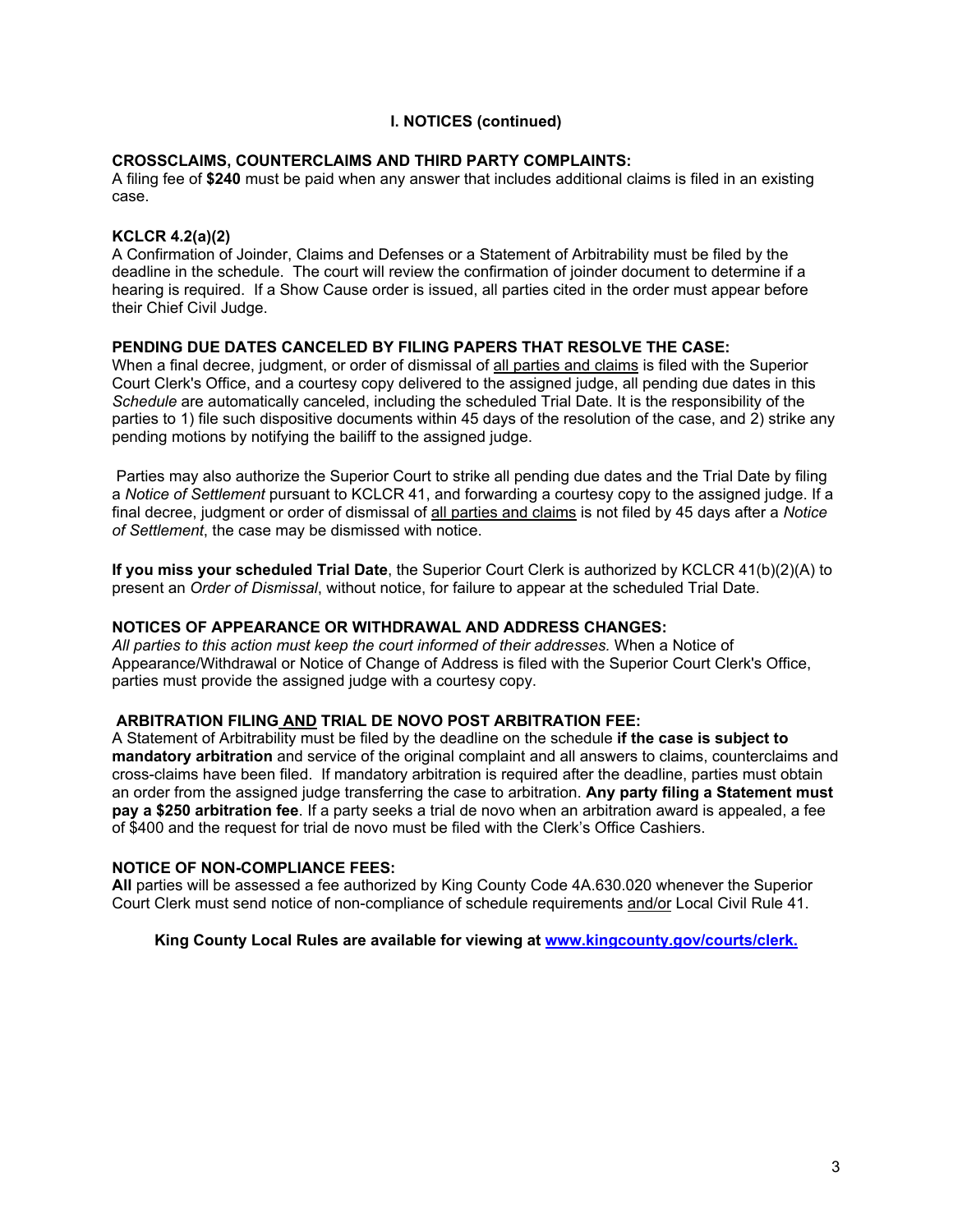## I. NOTICES (continued)

**CROSSCLAIMS, COUNTERCLAIMS AND THIRD PARTY COMPLAINTS:**
A filing fee of **$240** must be paid when any answer that includes additional claims is filed in an existing case.

**KCLCR 4.2(a)(2)**
A Confirmation of Joinder, Claims and Defenses or a Statement of Arbitrability must be filed by the deadline in the schedule. The court will review the confirmation of joinder document to determine if a hearing is required. If a Show Cause order is issued, all parties cited in the order must appear before their Chief Civil Judge.

**PENDING DUE DATES CANCELED BY FILING PAPERS THAT RESOLVE THE CASE:**
When a final decree, judgment, or order of dismissal of all parties and claims is filed with the Superior Court Clerk's Office, and a courtesy copy delivered to the assigned judge, all pending due dates in this *Schedule* are automatically canceled, including the scheduled Trial Date. It is the responsibility of the parties to 1) file such dispositive documents within 45 days of the resolution of the case, and 2) strike any pending motions by notifying the bailiff to the assigned judge.

Parties may also authorize the Superior Court to strike all pending due dates and the Trial Date by filing a *Notice of Settlement* pursuant to KCLCR 41, and forwarding a courtesy copy to the assigned judge. If a final decree, judgment or order of dismissal of all parties and claims is not filed by 45 days after a *Notice of Settlement*, the case may be dismissed with notice.

**If you miss your scheduled Trial Date**, the Superior Court Clerk is authorized by KCLCR 41(b)(2)(A) to present an *Order of Dismissal*, without notice, for failure to appear at the scheduled Trial Date.

**NOTICES OF APPEARANCE OR WITHDRAWAL AND ADDRESS CHANGES:**
*All parties to this action must keep the court informed of their addresses.* When a Notice of Appearance/Withdrawal or Notice of Change of Address is filed with the Superior Court Clerk's Office, parties must provide the assigned judge with a courtesy copy.

**ARBITRATION FILING AND TRIAL DE NOVO POST ARBITRATION FEE:**
A Statement of Arbitrability must be filed by the deadline on the schedule **if the case is subject to mandatory arbitration** and service of the original complaint and all answers to claims, counterclaims and cross-claims have been filed. If mandatory arbitration is required after the deadline, parties must obtain an order from the assigned judge transferring the case to arbitration. **Any party filing a Statement must pay a $250 arbitration fee**. If a party seeks a trial de novo when an arbitration award is appealed, a fee of $400 and the request for trial de novo must be filed with the Clerk's Office Cashiers.

**NOTICE OF NON-COMPLIANCE FEES:**
**All** parties will be assessed a fee authorized by King County Code 4A.630.020 whenever the Superior Court Clerk must send notice of non-compliance of schedule requirements and/or Local Civil Rule 41.

**King County Local Rules are available for viewing at [www.kingcounty.gov/courts/clerk.](www.kingcounty.gov/courts/clerk)**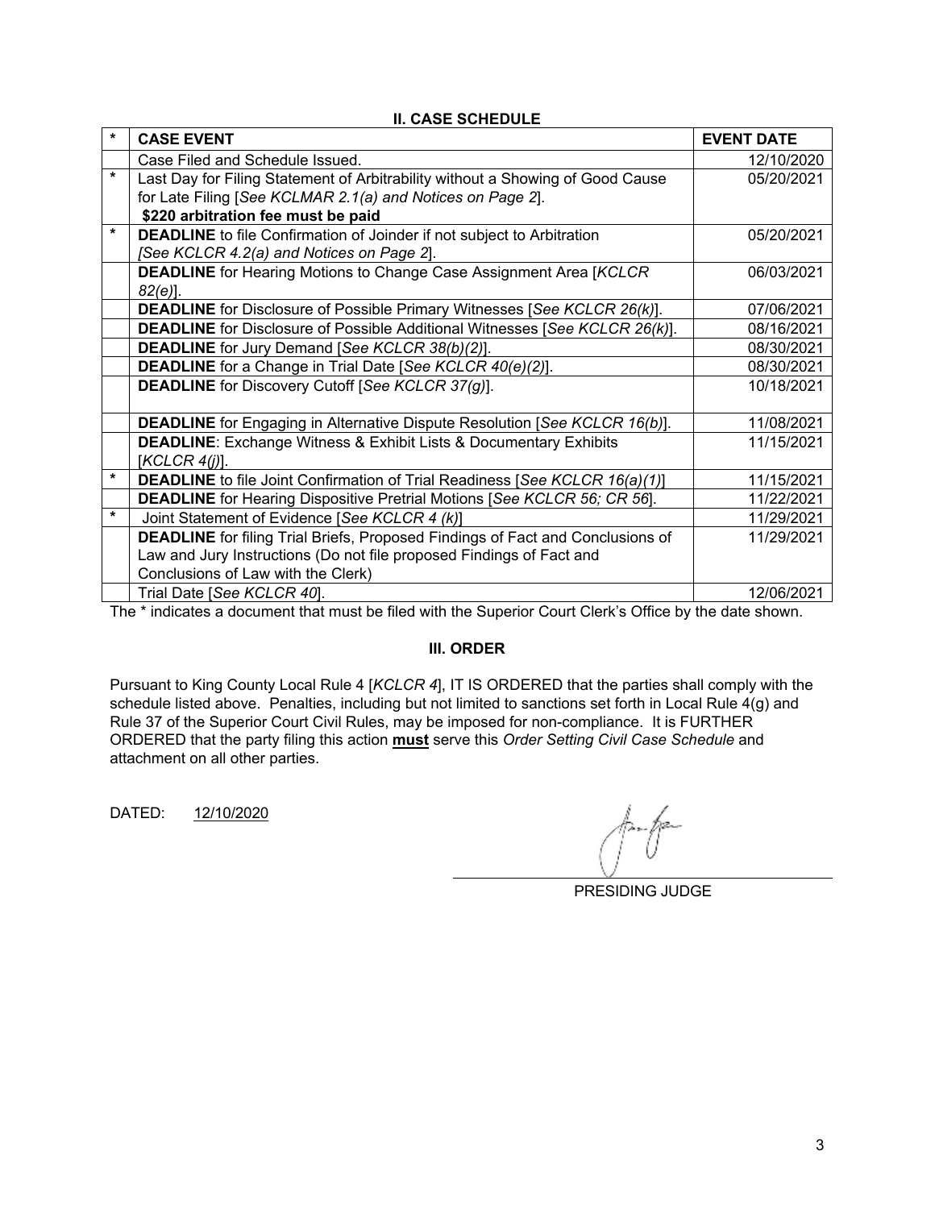## II. CASE SCHEDULE

| * | CASE EVENT | EVENT DATE |
|---|---|---|
| | Case Filed and Schedule Issued. | 12/10/2020 |
| * | Last Day for Filing Statement of Arbitrability without a Showing of Good Cause for Late Filing [*See KCLMAR 2.1(a) and Notices on Page 2*]. **$220 arbitration fee must be paid** | 05/20/2021 |
| * | **DEADLINE** to file Confirmation of Joinder if not subject to Arbitration *[See KCLCR 4.2(a) and Notices on Page 2*]. | 05/20/2021 |
| | **DEADLINE** for Hearing Motions to Change Case Assignment Area [*KCLCR 82(e)*]. | 06/03/2021 |
| | **DEADLINE** for Disclosure of Possible Primary Witnesses [*See KCLCR 26(k)*]. | 07/06/2021 |
| | **DEADLINE** for Disclosure of Possible Additional Witnesses [*See KCLCR 26(k)*]. | 08/16/2021 |
| | **DEADLINE** for Jury Demand [*See KCLCR 38(b)(2)*]. | 08/30/2021 |
| | **DEADLINE** for a Change in Trial Date [*See KCLCR 40(e)(2)*]. | 08/30/2021 |
| | **DEADLINE** for Discovery Cutoff [*See KCLCR 37(g)*]. | 10/18/2021 |
| | **DEADLINE** for Engaging in Alternative Dispute Resolution [*See KCLCR 16(b)*]. | 11/08/2021 |
| | **DEADLINE**: Exchange Witness & Exhibit Lists & Documentary Exhibits [*KCLCR 4(j)*]. | 11/15/2021 |
| * | **DEADLINE** to file Joint Confirmation of Trial Readiness [*See KCLCR 16(a)(1)*] | 11/15/2021 |
| | **DEADLINE** for Hearing Dispositive Pretrial Motions [*See KCLCR 56; CR 56*]. | 11/22/2021 |
| * | Joint Statement of Evidence [*See KCLCR 4 (k)*] | 11/29/2021 |
| | **DEADLINE** for filing Trial Briefs, Proposed Findings of Fact and Conclusions of Law and Jury Instructions (Do not file proposed Findings of Fact and Conclusions of Law with the Clerk) | 11/29/2021 |
| | Trial Date [*See KCLCR 40*]. | 12/06/2021 |

The * indicates a document that must be filed with the Superior Court Clerk's Office by the date shown.

## III. ORDER

Pursuant to King County Local Rule 4 [*KCLCR 4*], IT IS ORDERED that the parties shall comply with the schedule listed above. Penalties, including but not limited to sanctions set forth in Local Rule 4(g) and Rule 37 of the Superior Court Civil Rules, may be imposed for non-compliance. It is FURTHER ORDERED that the party filing this action **must** serve this *Order Setting Civil Case Schedule* and attachment on all other parties.

DATED: 12/10/2020

PRESIDING JUDGE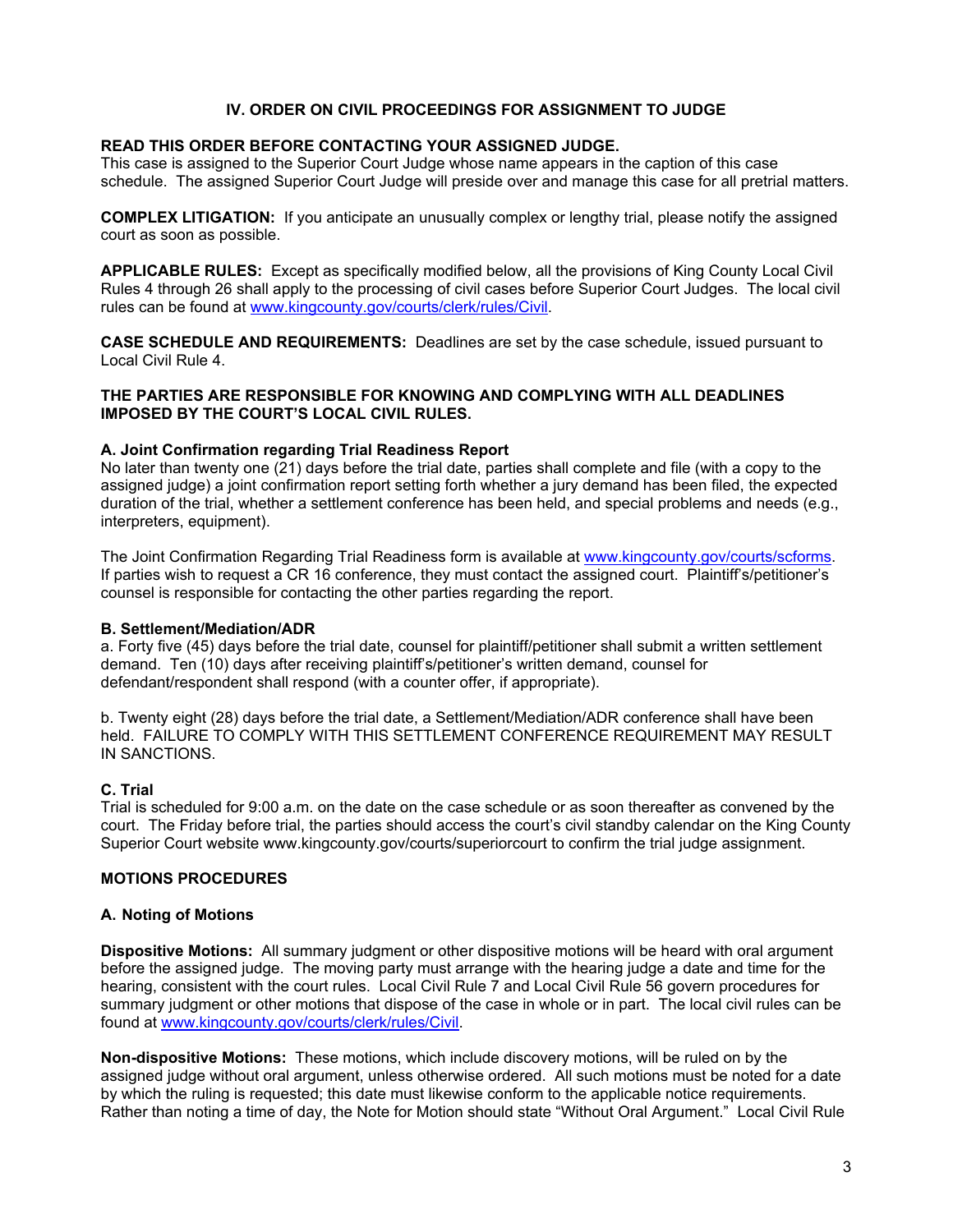## IV. ORDER ON CIVIL PROCEEDINGS FOR ASSIGNMENT TO JUDGE

**READ THIS ORDER BEFORE CONTACTING YOUR ASSIGNED JUDGE.**
This case is assigned to the Superior Court Judge whose name appears in the caption of this case schedule. The assigned Superior Court Judge will preside over and manage this case for all pretrial matters.

**COMPLEX LITIGATION:** If you anticipate an unusually complex or lengthy trial, please notify the assigned court as soon as possible.

**APPLICABLE RULES:** Except as specifically modified below, all the provisions of King County Local Civil Rules 4 through 26 shall apply to the processing of civil cases before Superior Court Judges. The local civil rules can be found at www.kingcounty.gov/courts/clerk/rules/Civil.

**CASE SCHEDULE AND REQUIREMENTS:** Deadlines are set by the case schedule, issued pursuant to Local Civil Rule 4.

**THE PARTIES ARE RESPONSIBLE FOR KNOWING AND COMPLYING WITH ALL DEADLINES IMPOSED BY THE COURT'S LOCAL CIVIL RULES.**

**A. Joint Confirmation regarding Trial Readiness Report**
No later than twenty one (21) days before the trial date, parties shall complete and file (with a copy to the assigned judge) a joint confirmation report setting forth whether a jury demand has been filed, the expected duration of the trial, whether a settlement conference has been held, and special problems and needs (e.g., interpreters, equipment).

The Joint Confirmation Regarding Trial Readiness form is available at www.kingcounty.gov/courts/scforms. If parties wish to request a CR 16 conference, they must contact the assigned court. Plaintiff's/petitioner's counsel is responsible for contacting the other parties regarding the report.

**B. Settlement/Mediation/ADR**
a. Forty five (45) days before the trial date, counsel for plaintiff/petitioner shall submit a written settlement demand. Ten (10) days after receiving plaintiff's/petitioner's written demand, counsel for defendant/respondent shall respond (with a counter offer, if appropriate).

b. Twenty eight (28) days before the trial date, a Settlement/Mediation/ADR conference shall have been held. FAILURE TO COMPLY WITH THIS SETTLEMENT CONFERENCE REQUIREMENT MAY RESULT IN SANCTIONS.

**C. Trial**
Trial is scheduled for 9:00 a.m. on the date on the case schedule or as soon thereafter as convened by the court. The Friday before trial, the parties should access the court's civil standby calendar on the King County Superior Court website www.kingcounty.gov/courts/superiorcourt to confirm the trial judge assignment.

**MOTIONS PROCEDURES**

**A. Noting of Motions**

**Dispositive Motions:** All summary judgment or other dispositive motions will be heard with oral argument before the assigned judge. The moving party must arrange with the hearing judge a date and time for the hearing, consistent with the court rules. Local Civil Rule 7 and Local Civil Rule 56 govern procedures for summary judgment or other motions that dispose of the case in whole or in part. The local civil rules can be found at www.kingcounty.gov/courts/clerk/rules/Civil.

**Non-dispositive Motions:** These motions, which include discovery motions, will be ruled on by the assigned judge without oral argument, unless otherwise ordered. All such motions must be noted for a date by which the ruling is requested; this date must likewise conform to the applicable notice requirements. Rather than noting a time of day, the Note for Motion should state "Without Oral Argument." Local Civil Rule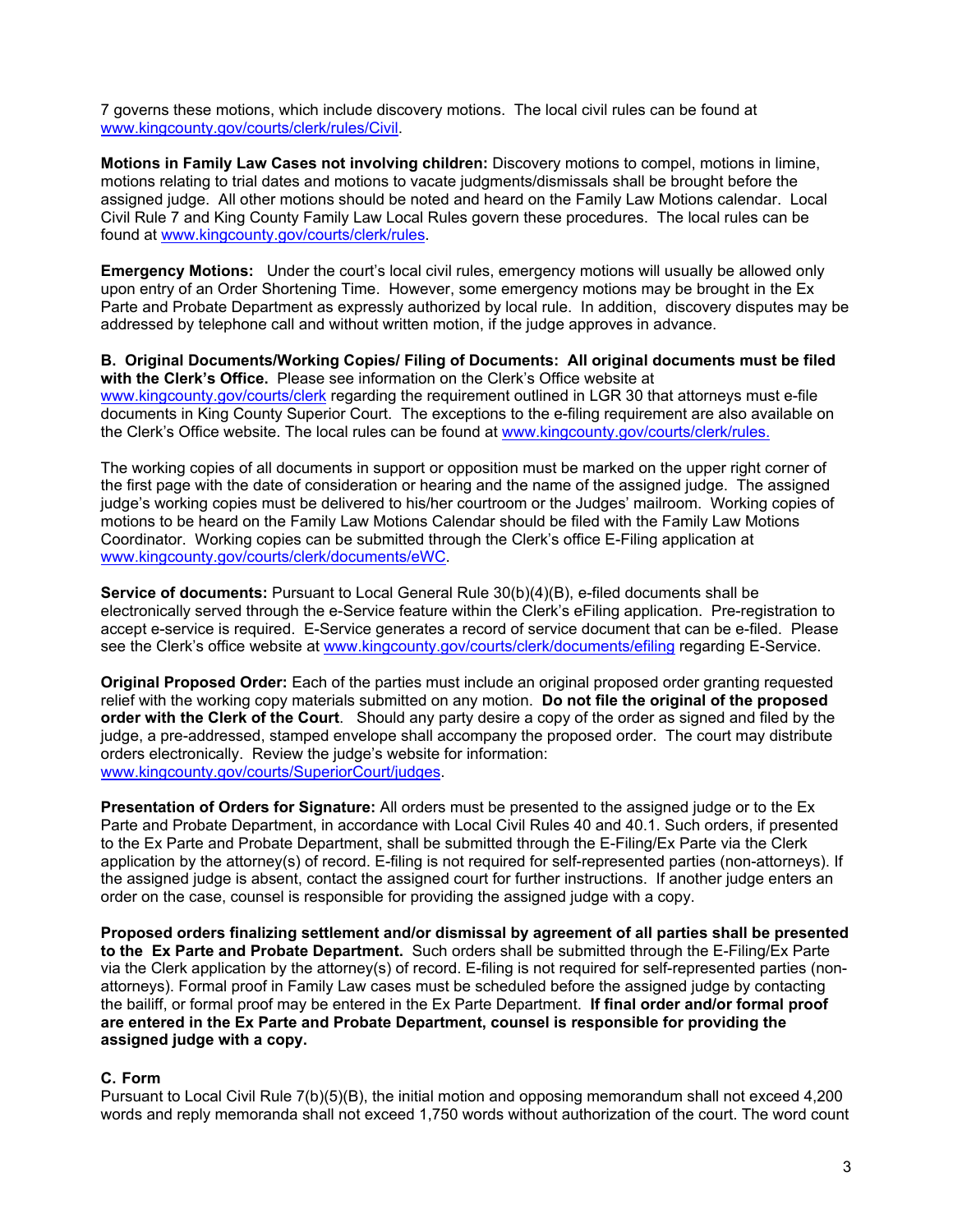7 governs these motions, which include discovery motions. The local civil rules can be found at www.kingcounty.gov/courts/clerk/rules/Civil.

**Motions in Family Law Cases not involving children:** Discovery motions to compel, motions in limine, motions relating to trial dates and motions to vacate judgments/dismissals shall be brought before the assigned judge. All other motions should be noted and heard on the Family Law Motions calendar. Local Civil Rule 7 and King County Family Law Local Rules govern these procedures. The local rules can be found at www.kingcounty.gov/courts/clerk/rules.

**Emergency Motions:** Under the court's local civil rules, emergency motions will usually be allowed only upon entry of an Order Shortening Time. However, some emergency motions may be brought in the Ex Parte and Probate Department as expressly authorized by local rule. In addition, discovery disputes may be addressed by telephone call and without written motion, if the judge approves in advance.

**B. Original Documents/Working Copies/ Filing of Documents: All original documents must be filed with the Clerk's Office.** Please see information on the Clerk's Office website at www.kingcounty.gov/courts/clerk regarding the requirement outlined in LGR 30 that attorneys must e-file documents in King County Superior Court. The exceptions to the e-filing requirement are also available on the Clerk's Office website. The local rules can be found at www.kingcounty.gov/courts/clerk/rules.

The working copies of all documents in support or opposition must be marked on the upper right corner of the first page with the date of consideration or hearing and the name of the assigned judge. The assigned judge's working copies must be delivered to his/her courtroom or the Judges' mailroom. Working copies of motions to be heard on the Family Law Motions Calendar should be filed with the Family Law Motions Coordinator. Working copies can be submitted through the Clerk's office E-Filing application at www.kingcounty.gov/courts/clerk/documents/eWC.

**Service of documents:** Pursuant to Local General Rule 30(b)(4)(B), e-filed documents shall be electronically served through the e-Service feature within the Clerk's eFiling application. Pre-registration to accept e-service is required. E-Service generates a record of service document that can be e-filed. Please see the Clerk's office website at www.kingcounty.gov/courts/clerk/documents/efiling regarding E-Service.

**Original Proposed Order:** Each of the parties must include an original proposed order granting requested relief with the working copy materials submitted on any motion. **Do not file the original of the proposed order with the Clerk of the Court**. Should any party desire a copy of the order as signed and filed by the judge, a pre-addressed, stamped envelope shall accompany the proposed order. The court may distribute orders electronically. Review the judge's website for information: www.kingcounty.gov/courts/SuperiorCourt/judges.

**Presentation of Orders for Signature:** All orders must be presented to the assigned judge or to the Ex Parte and Probate Department, in accordance with Local Civil Rules 40 and 40.1. Such orders, if presented to the Ex Parte and Probate Department, shall be submitted through the E-Filing/Ex Parte via the Clerk application by the attorney(s) of record. E-filing is not required for self-represented parties (non-attorneys). If the assigned judge is absent, contact the assigned court for further instructions. If another judge enters an order on the case, counsel is responsible for providing the assigned judge with a copy.

**Proposed orders finalizing settlement and/or dismissal by agreement of all parties shall be presented to the Ex Parte and Probate Department.** Such orders shall be submitted through the E-Filing/Ex Parte via the Clerk application by the attorney(s) of record. E-filing is not required for self-represented parties (non-attorneys). Formal proof in Family Law cases must be scheduled before the assigned judge by contacting the bailiff, or formal proof may be entered in the Ex Parte Department. **If final order and/or formal proof are entered in the Ex Parte and Probate Department, counsel is responsible for providing the assigned judge with a copy.**

### C. Form

Pursuant to Local Civil Rule 7(b)(5)(B), the initial motion and opposing memorandum shall not exceed 4,200 words and reply memoranda shall not exceed 1,750 words without authorization of the court. The word count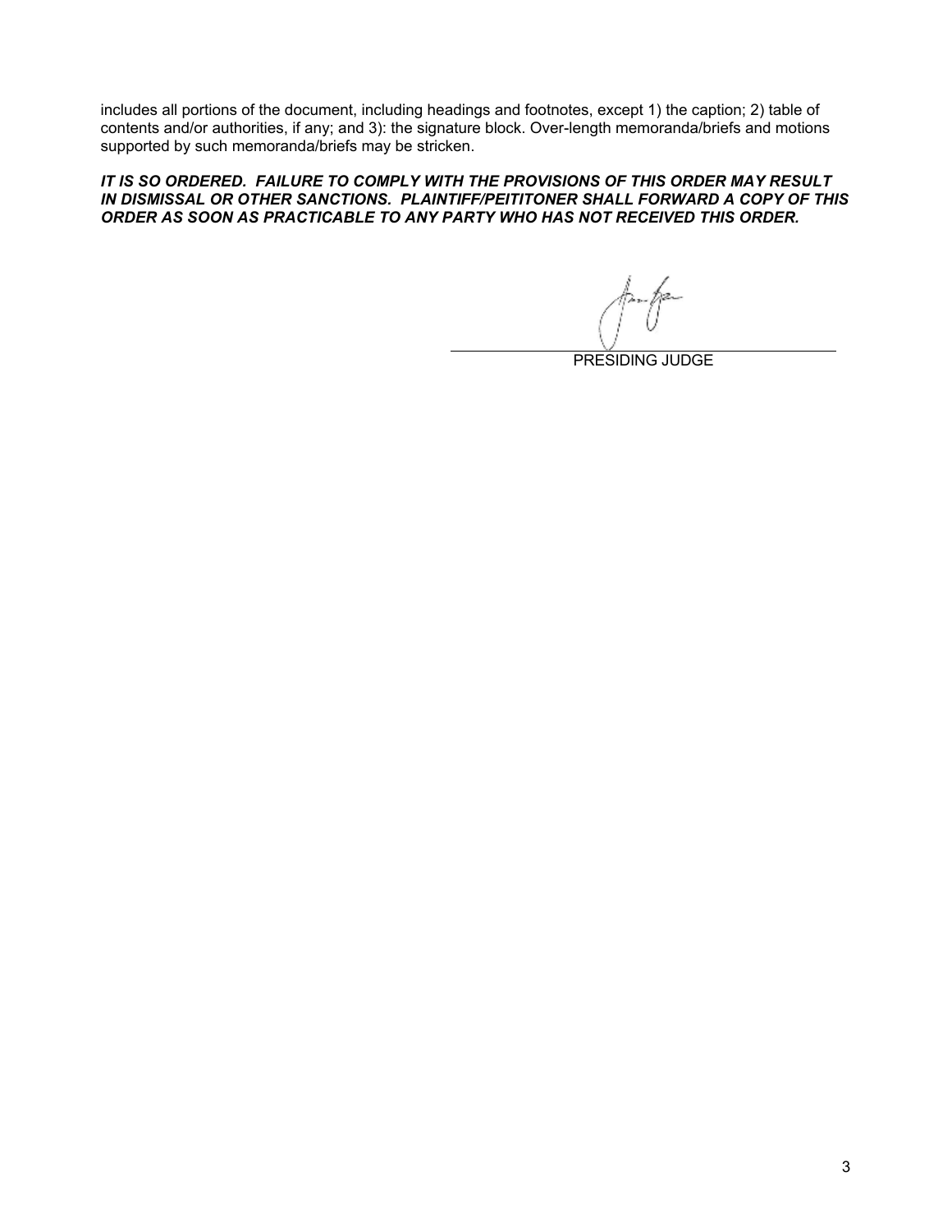includes all portions of the document, including headings and footnotes, except 1) the caption; 2) table of contents and/or authorities, if any; and 3): the signature block. Over-length memoranda/briefs and motions supported by such memoranda/briefs may be stricken.

***IT IS SO ORDERED. FAILURE TO COMPLY WITH THE PROVISIONS OF THIS ORDER MAY RESULT IN DISMISSAL OR OTHER SANCTIONS. PLAINTIFF/PEITITONER SHALL FORWARD A COPY OF THIS ORDER AS SOON AS PRACTICABLE TO ANY PARTY WHO HAS NOT RECEIVED THIS ORDER.***

PRESIDING JUDGE